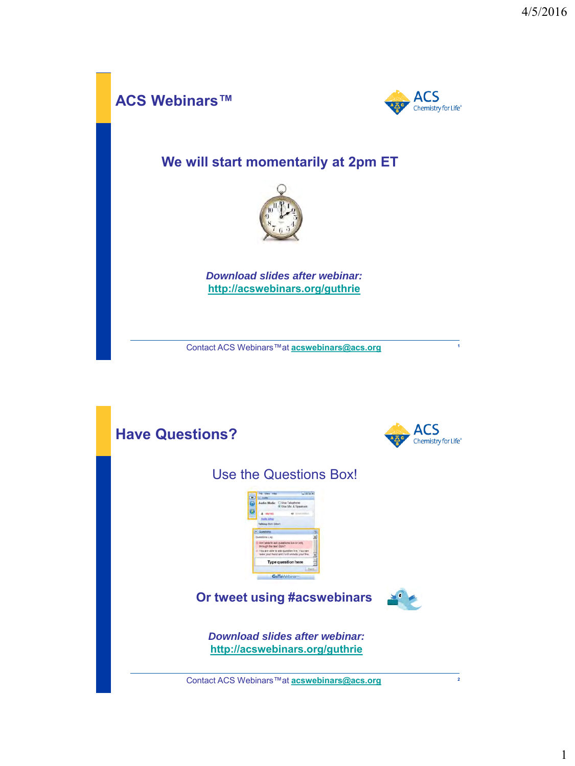## ACS Webinars™

ACS Chemistry for Life®

### We will start momentarily at 2pm ET

***Download slides after webinar:***
**http://acswebinars.org/guthrie**

Contact ACS Webinars™ at **acswebinars@acs.org**

## Have Questions?

ACS Chemistry for Life®

Use the Questions Box!

**Or tweet using #acswebinars**

***Download slides after webinar:***
**http://acswebinars.org/guthrie**

Contact ACS Webinars™ at **acswebinars@acs.org**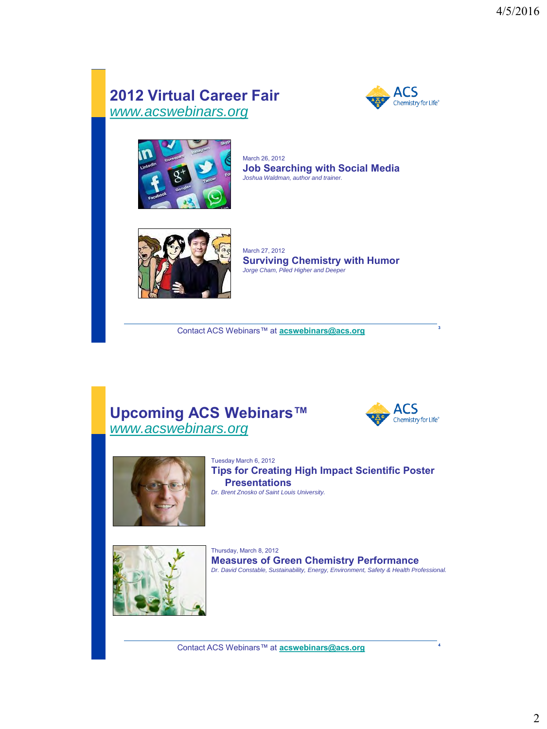## 2012 Virtual Career Fair
*www.acswebinars.org*

March 26, 2012
**Job Searching with Social Media**
*Joshua Waldman, author and trainer.*

March 27, 2012
**Surviving Chemistry with Humor**
*Jorge Cham, Piled Higher and Deeper*

Contact ACS Webinars™ at **acswebinars@acs.org**

## Upcoming ACS Webinars™
*www.acswebinars.org*

Tuesday March 6, 2012
**Tips for Creating High Impact Scientific Poster Presentations**
*Dr. Brent Znosko of Saint Louis University.*

Thursday, March 8, 2012
**Measures of Green Chemistry Performance**
*Dr. David Constable, Sustainability, Energy, Environment, Safety & Health Professional.*

Contact ACS Webinars™ at **acswebinars@acs.org**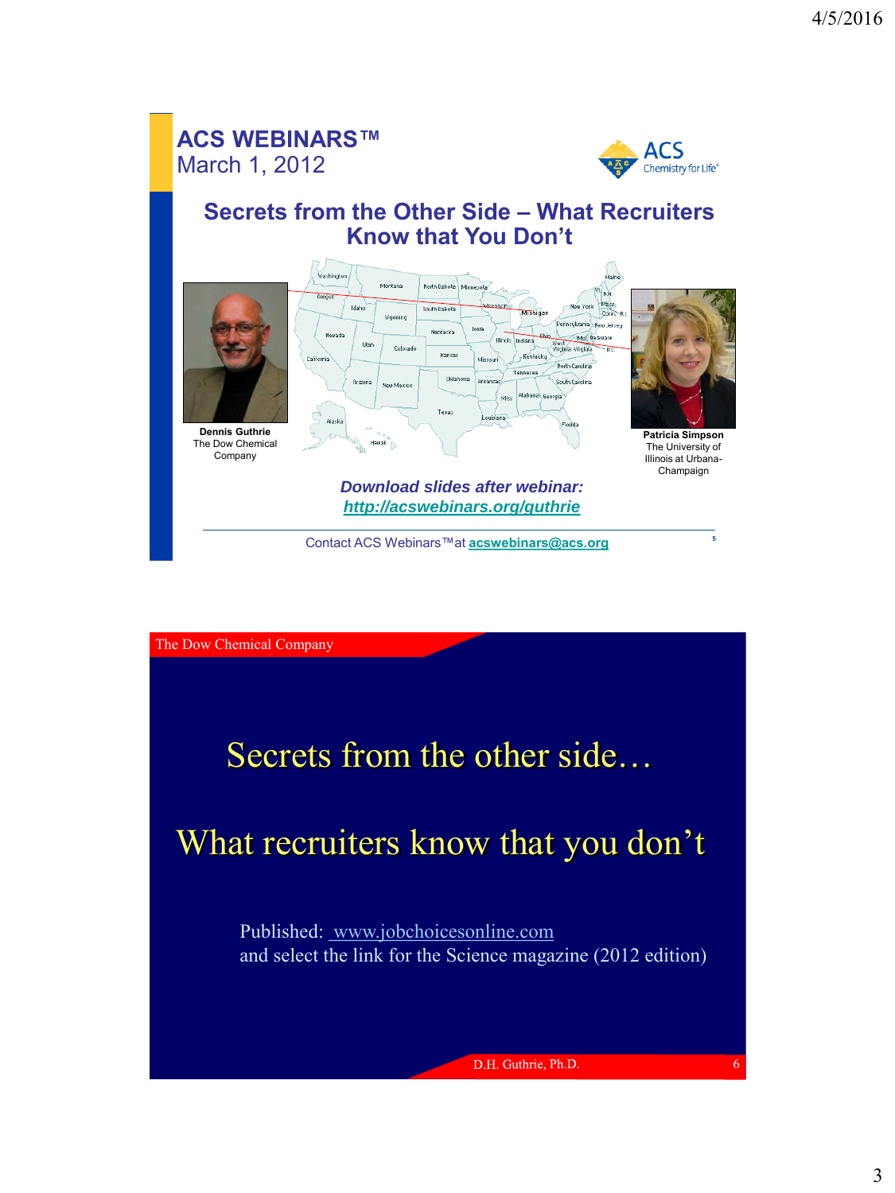# ACS WEBINARS™

March 1, 2012

## Secrets from the Other Side – What Recruiters Know that You Don't

**Dennis Guthrie**
The Dow Chemical Company

**Patricia Simpson**
The University of Illinois at Urbana-Champaign

***Download slides after webinar:***
***http://acswebinars.org/guthrie***

Contact ACS Webinars™ at **acswebinars@acs.org**

---

The Dow Chemical Company

## Secrets from the other side…

## What recruiters know that you don't

Published: www.jobchoicesonline.com
and select the link for the Science magazine (2012 edition)

D.H. Guthrie, Ph.D.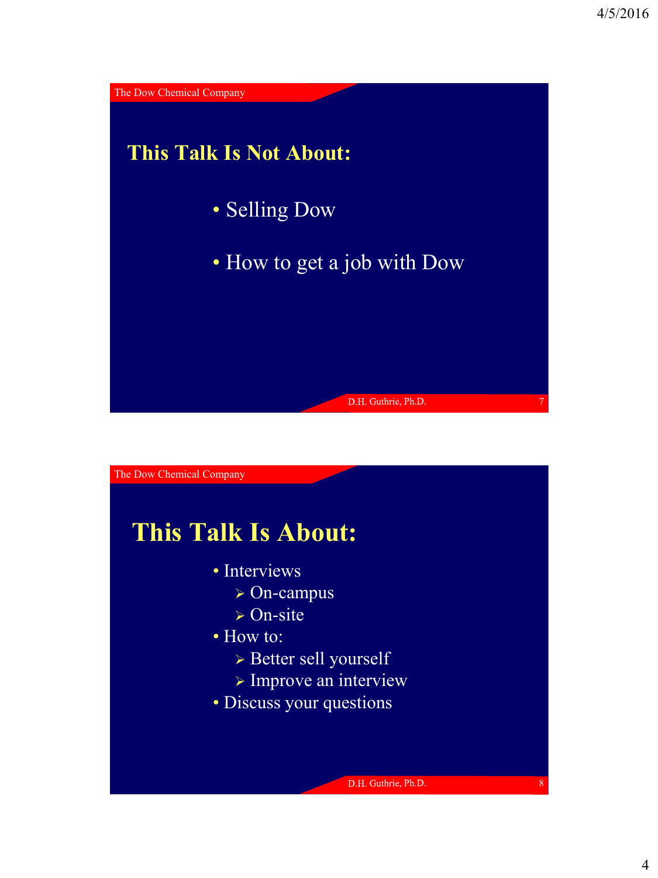## This Talk Is Not About:

- Selling Dow
- How to get a job with Dow

## This Talk Is About:

- Interviews
  - On-campus
  - On-site
- How to:
  - Better sell yourself
  - Improve an interview
- Discuss your questions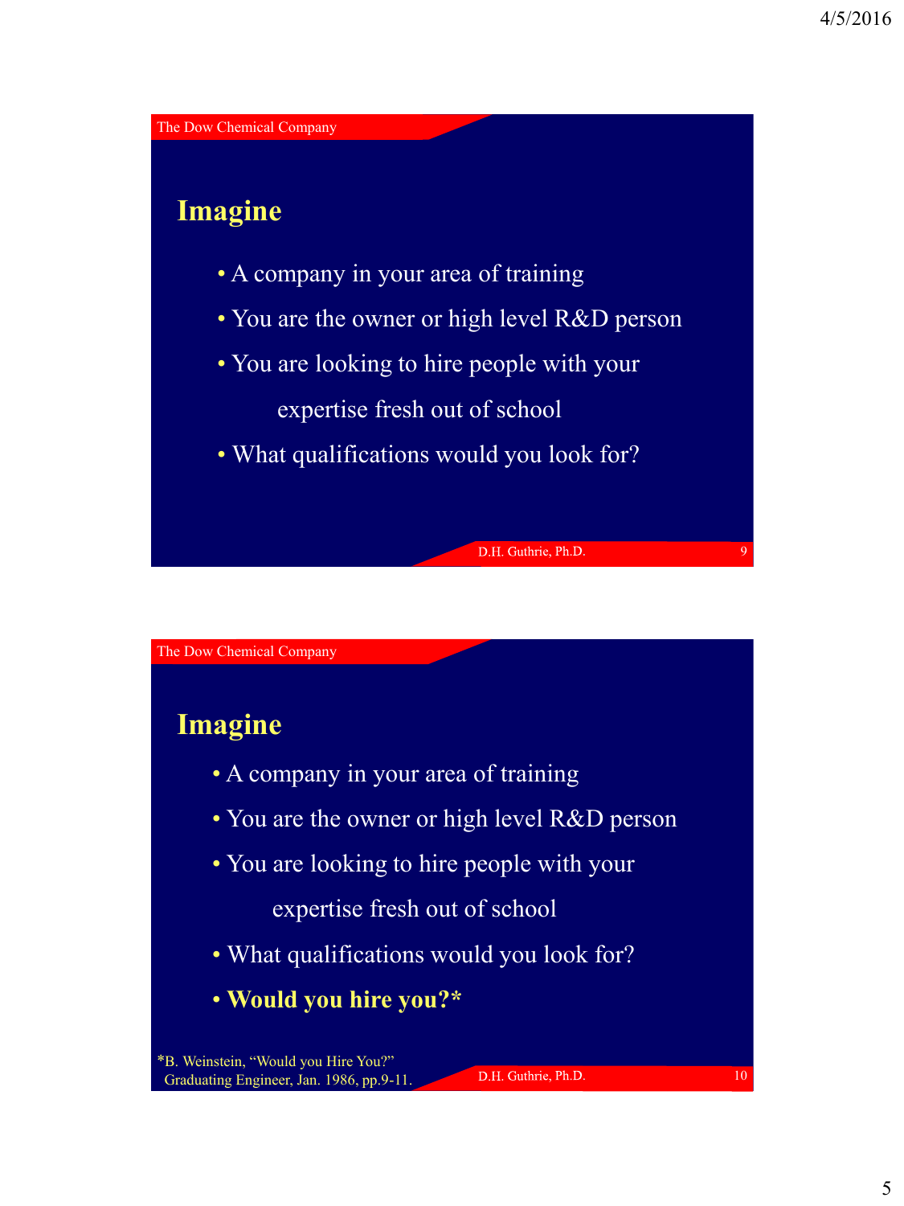## Imagine

- A company in your area of training
- You are the owner or high level R&D person
- You are looking to hire people with your expertise fresh out of school
- What qualifications would you look for?

## Imagine

- A company in your area of training
- You are the owner or high level R&D person
- You are looking to hire people with your expertise fresh out of school
- What qualifications would you look for?
- **Would you hire you?***

*B. Weinstein, "Would you Hire You?" Graduating Engineer, Jan. 1986, pp.9-11.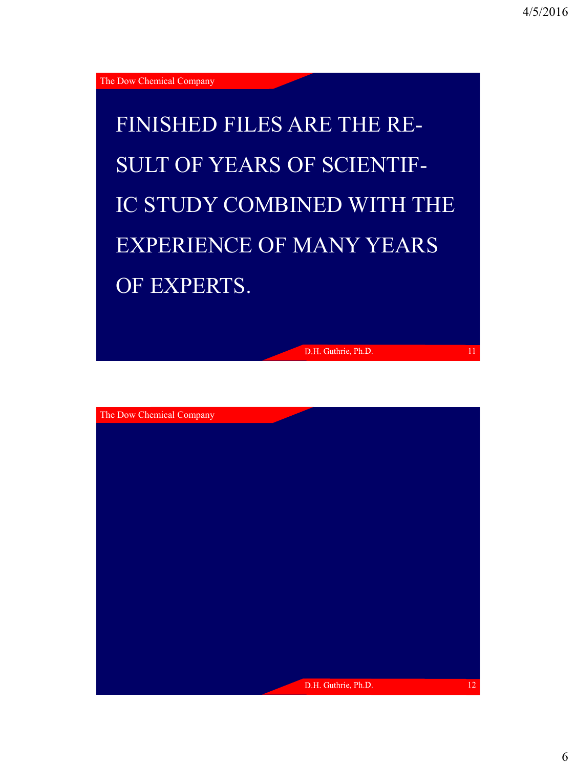FINISHED FILES ARE THE RE-SULT OF YEARS OF SCIENTIF-IC STUDY COMBINED WITH THE EXPERIENCE OF MANY YEARS OF EXPERTS.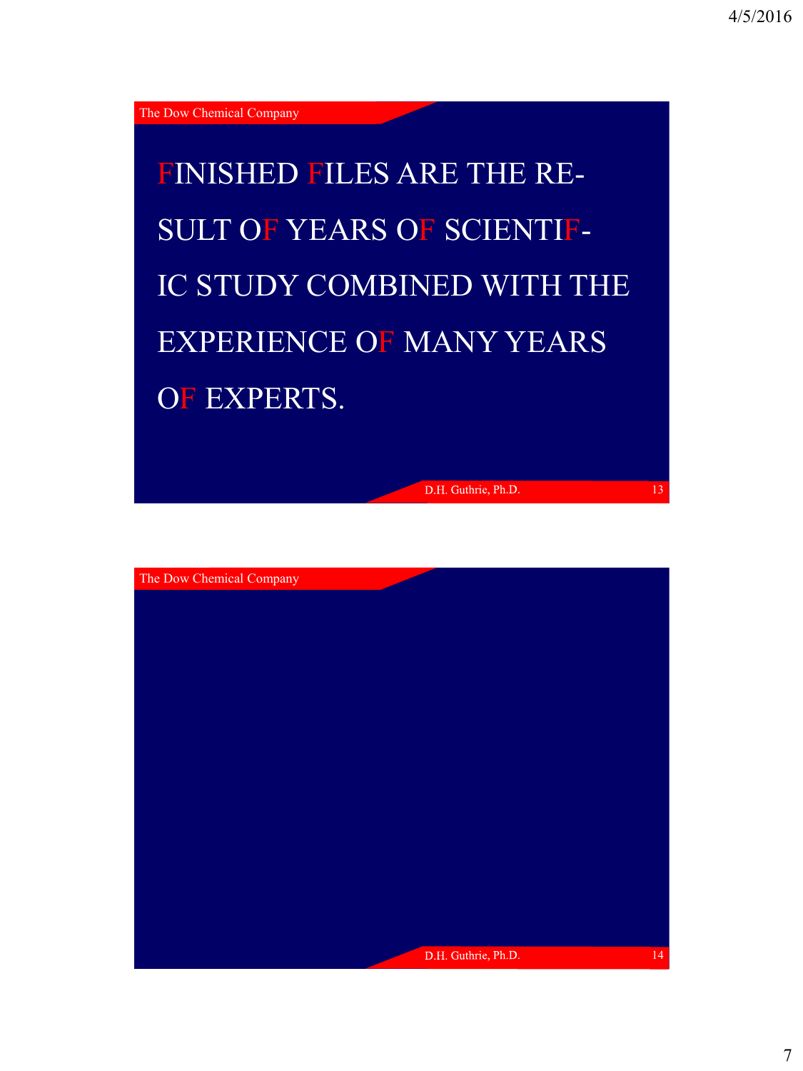FINISHED FILES ARE THE RE-

SULT OF YEARS OF SCIENTIF-

IC STUDY COMBINED WITH THE

EXPERIENCE OF MANY YEARS

OF EXPERTS.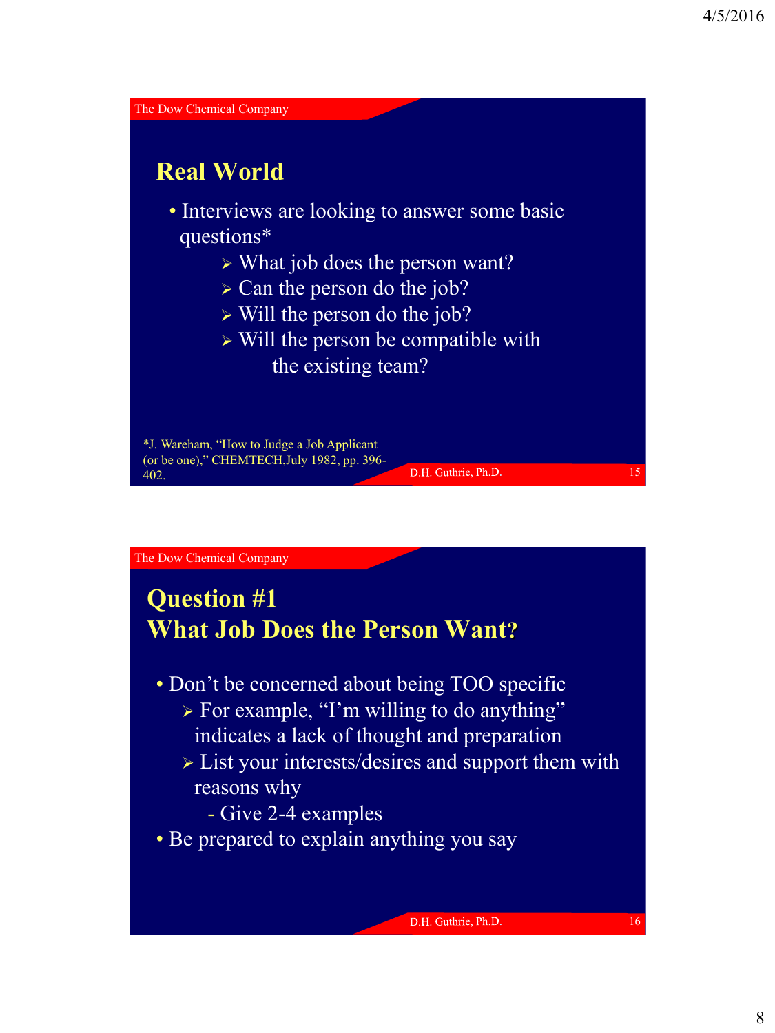## Real World

- Interviews are looking to answer some basic questions*
  - What job does the person want?
  - Can the person do the job?
  - Will the person do the job?
  - Will the person be compatible with the existing team?

*J. Wareham, "How to Judge a Job Applicant (or be one)," CHEMTECH,July 1982, pp. 396-402.

## Question #1
## What Job Does the Person Want?

- Don't be concerned about being TOO specific
  - For example, "I'm willing to do anything" indicates a lack of thought and preparation
  - List your interests/desires and support them with reasons why
    - Give 2-4 examples
- Be prepared to explain anything you say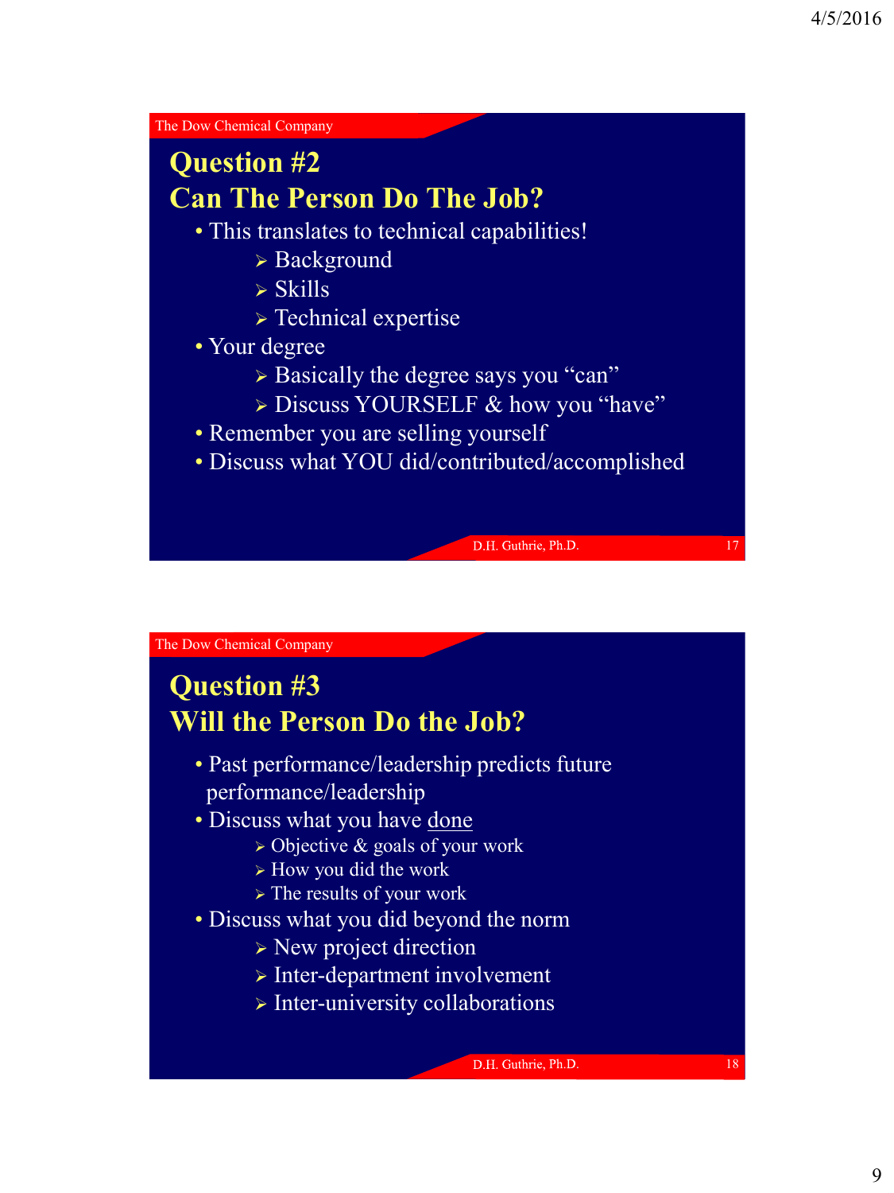## Question #2
## Can The Person Do The Job?

- This translates to technical capabilities!
  - Background
  - Skills
  - Technical expertise
- Your degree
  - Basically the degree says you "can"
  - Discuss YOURSELF & how you "have"
- Remember you are selling yourself
- Discuss what YOU did/contributed/accomplished

## Question #3
## Will the Person Do the Job?

- Past performance/leadership predicts future performance/leadership
- Discuss what you have done
  - Objective & goals of your work
  - How you did the work
  - The results of your work
- Discuss what you did beyond the norm
  - New project direction
  - Inter-department involvement
  - Inter-university collaborations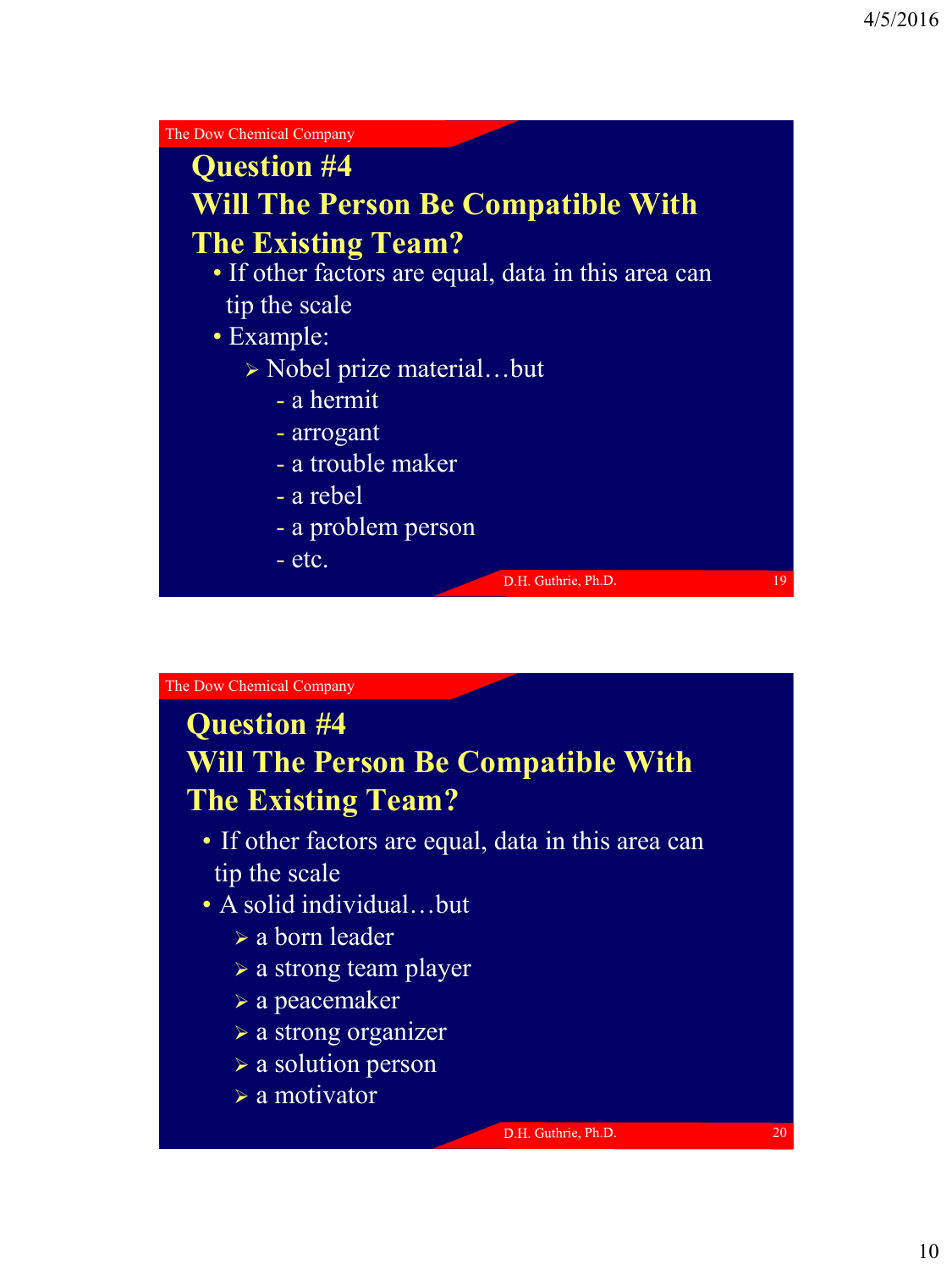## Question #4
## Will The Person Be Compatible With The Existing Team?

- If other factors are equal, data in this area can tip the scale
- Example:
  - Nobel prize material…but
    - a hermit
    - arrogant
    - a trouble maker
    - a rebel
    - a problem person
    - etc.

## Question #4
## Will The Person Be Compatible With The Existing Team?

- If other factors are equal, data in this area can tip the scale
- A solid individual…but
  - a born leader
  - a strong team player
  - a peacemaker
  - a strong organizer
  - a solution person
  - a motivator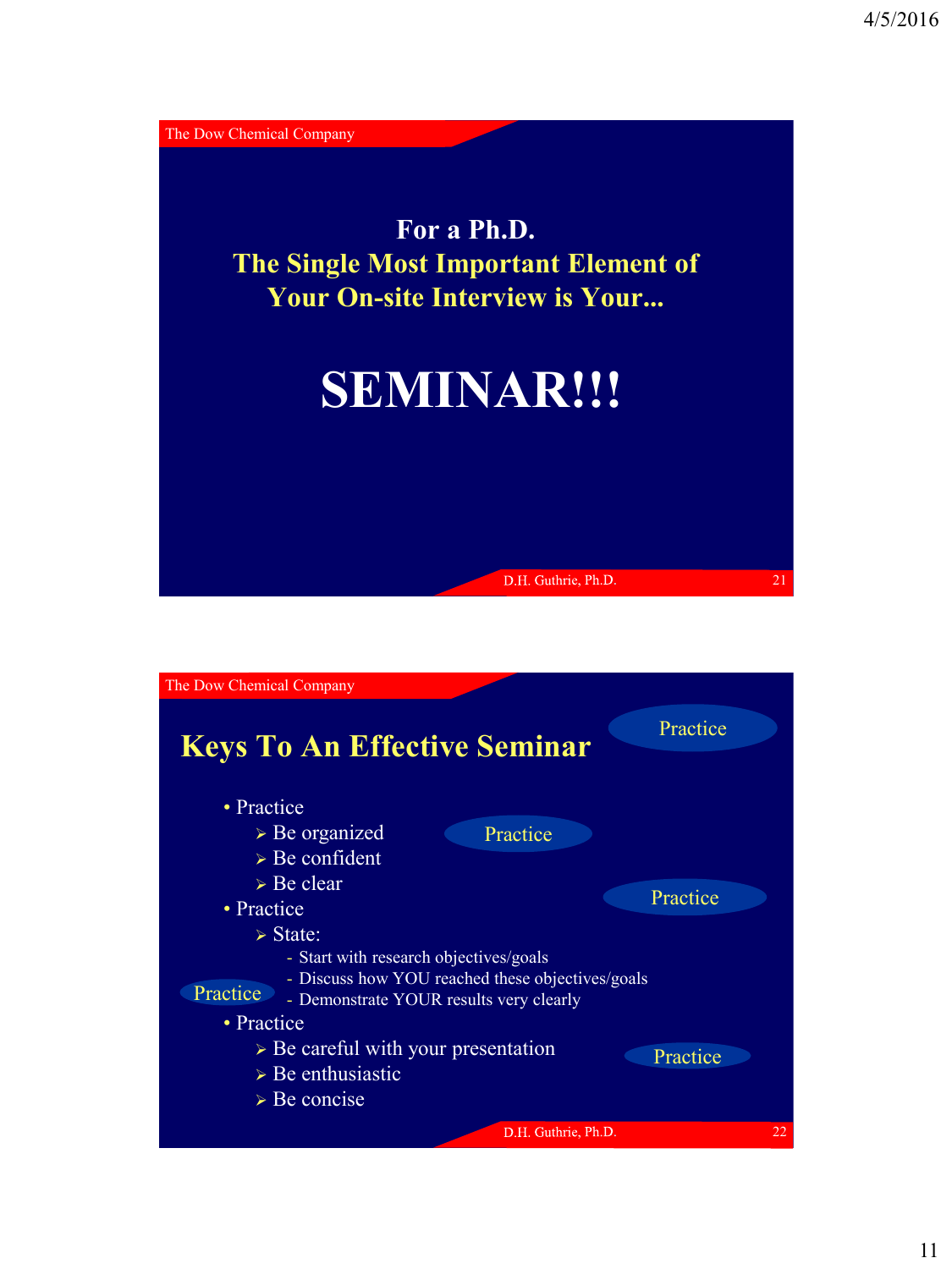For a Ph.D.

## The Single Most Important Element of Your On-site Interview is Your...

# SEMINAR!!!

---

## Keys To An Effective Seminar

- Practice
  - Be organized
  - Be confident
  - Be clear
- Practice
  - State:
    - Start with research objectives/goals
    - Discuss how YOU reached these objectives/goals
    - Demonstrate YOUR results very clearly
- Practice
  - Be careful with your presentation
  - Be enthusiastic
  - Be concise

Practice

Practice

Practice

Practice

Practice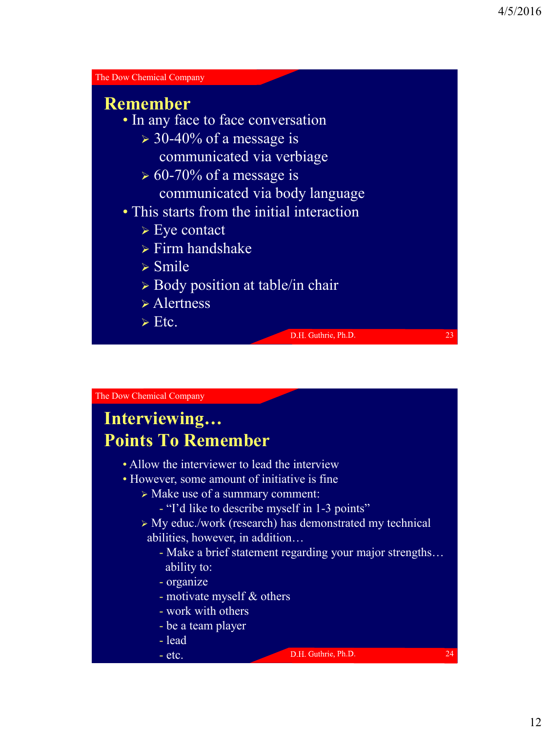## Remember

- In any face to face conversation
  - 30-40% of a message is communicated via verbiage
  - 60-70% of a message is communicated via body language
- This starts from the initial interaction
  - Eye contact
  - Firm handshake
  - Smile
  - Body position at table/in chair
  - Alertness
  - Etc.

## Interviewing… Points To Remember

- Allow the interviewer to lead the interview
- However, some amount of initiative is fine
  - Make use of a summary comment:
    - "I'd like to describe myself in 1-3 points"
  - My educ./work (research) has demonstrated my technical abilities, however, in addition…
    - Make a brief statement regarding your major strengths… ability to:
    - organize
    - motivate myself & others
    - work with others
    - be a team player
    - lead
    - etc.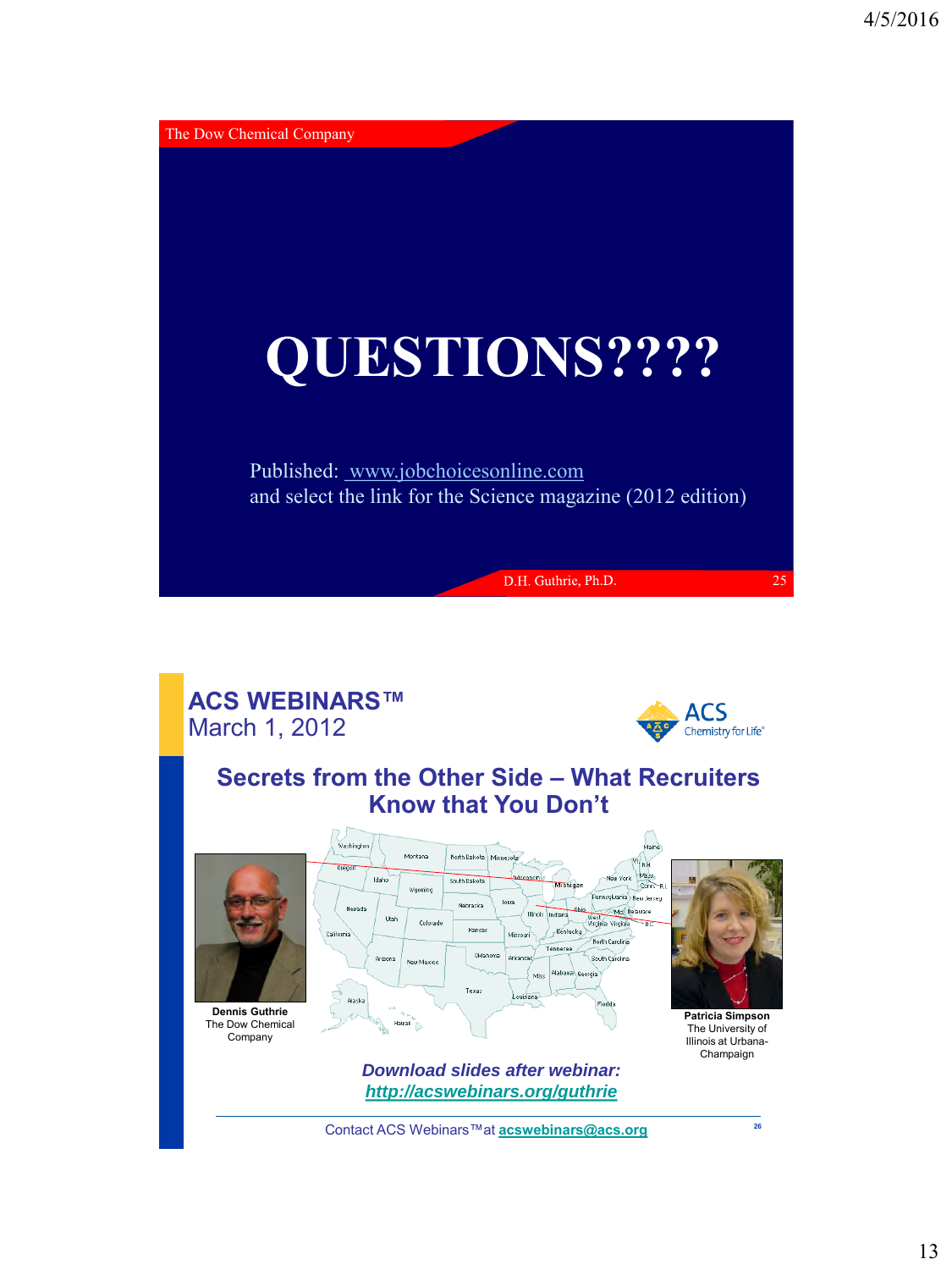The Dow Chemical Company

# QUESTIONS????

Published: www.jobchoicesonline.com
and select the link for the Science magazine (2012 edition)

D.H. Guthrie, Ph.D.

---

## ACS WEBINARS™
March 1, 2012

ACS Chemistry for Life®

## Secrets from the Other Side – What Recruiters Know that You Don't

**Dennis Guthrie**
The Dow Chemical Company

**Patricia Simpson**
The University of Illinois at Urbana-Champaign

***Download slides after webinar:***
***http://acswebinars.org/guthrie***

Contact ACS Webinars™ at **acswebinars@acs.org**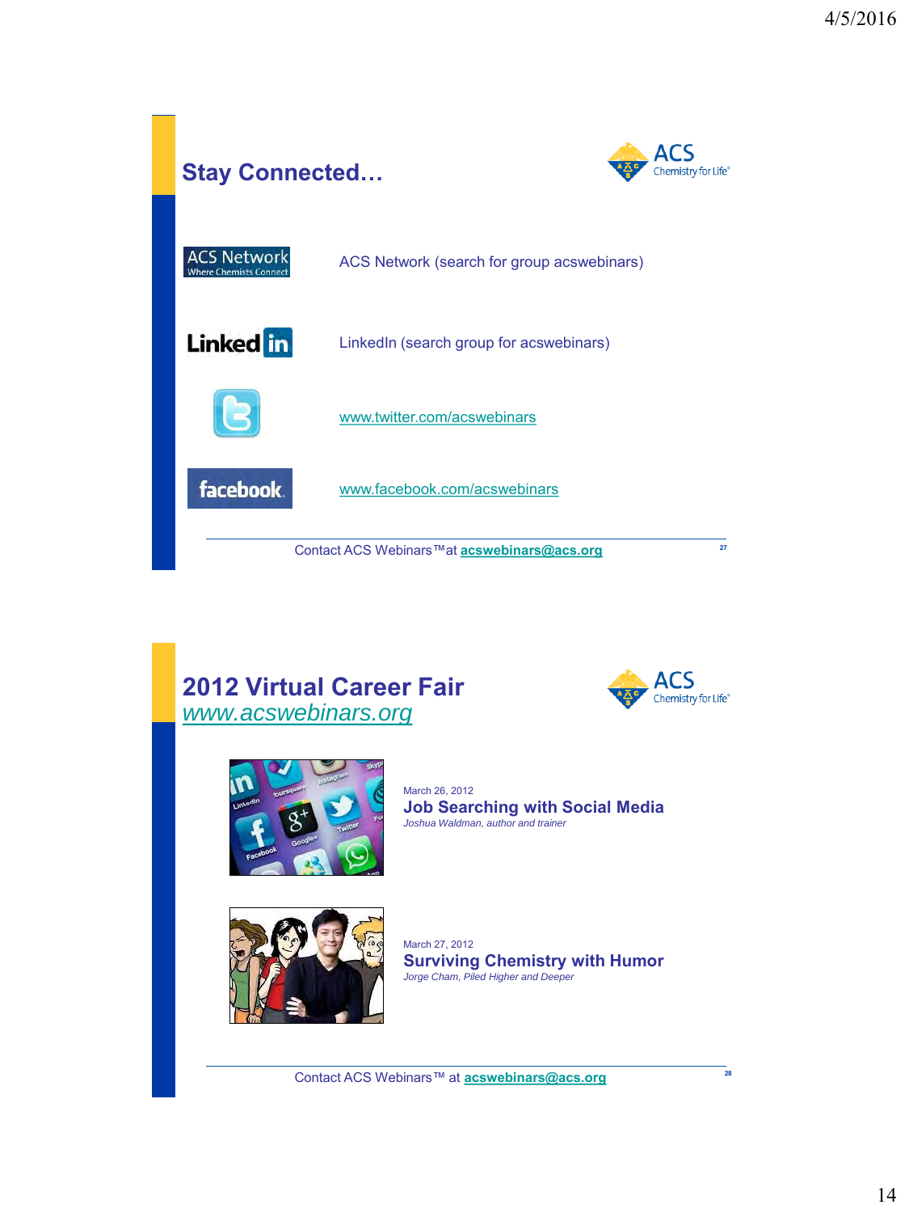## Stay Connected…

ACS Network (search for group acswebinars)

LinkedIn (search group for acswebinars)

www.twitter.com/acswebinars

www.facebook.com/acswebinars

Contact ACS Webinars™ at **acswebinars@acs.org**

## 2012 Virtual Career Fair

*www.acswebinars.org*

March 26, 2012

**Job Searching with Social Media**

*Joshua Waldman, author and trainer*

March 27, 2012

**Surviving Chemistry with Humor**

*Jorge Cham, Piled Higher and Deeper*

Contact ACS Webinars™ at **acswebinars@acs.org**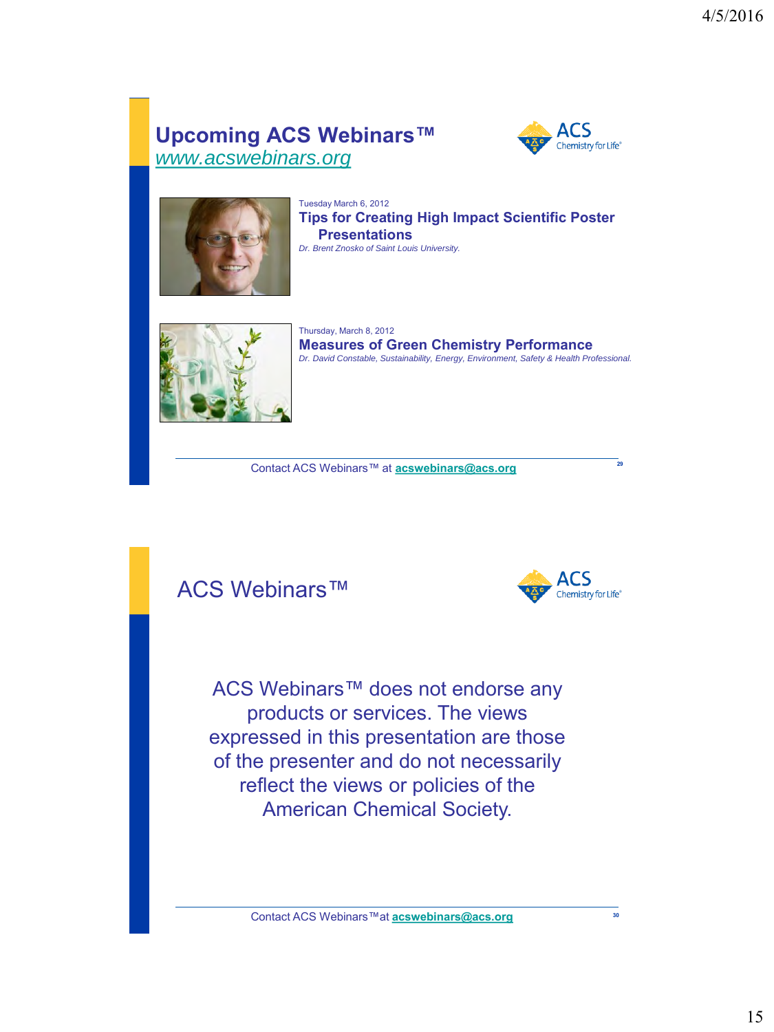## Upcoming ACS Webinars™

www.acswebinars.org

Tuesday March 6, 2012

**Tips for Creating High Impact Scientific Poster Presentations**

*Dr. Brent Znosko of Saint Louis University.*

Thursday, March 8, 2012

**Measures of Green Chemistry Performance**

*Dr. David Constable, Sustainability, Energy, Environment, Safety & Health Professional.*

Contact ACS Webinars™ at **acswebinars@acs.org**

## ACS Webinars™

ACS Webinars™ does not endorse any products or services. The views expressed in this presentation are those of the presenter and do not necessarily reflect the views or policies of the American Chemical Society.

Contact ACS Webinars™ at **acswebinars@acs.org**